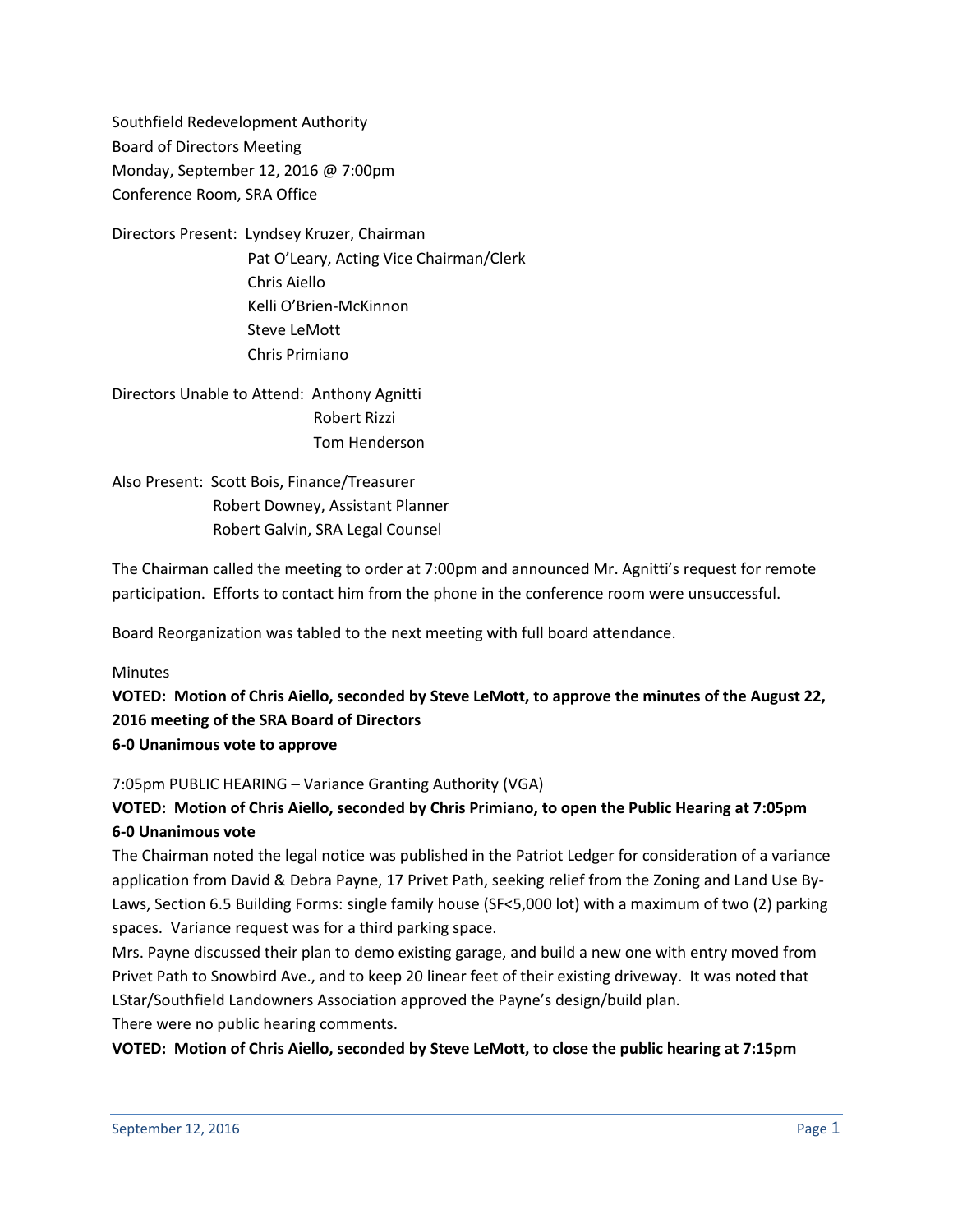Southfield Redevelopment Authority
Board of Directors Meeting
Monday, September 12, 2016 @ 7:00pm
Conference Room, SRA Office

Directors Present: Lyndsey Kruzer, Chairman
Pat O'Leary, Acting Vice Chairman/Clerk
Chris Aiello
Kelli O'Brien-McKinnon
Steve LeMott
Chris Primiano

Directors Unable to Attend: Anthony Agnitti
Robert Rizzi
Tom Henderson

Also Present: Scott Bois, Finance/Treasurer
Robert Downey, Assistant Planner
Robert Galvin, SRA Legal Counsel

The Chairman called the meeting to order at 7:00pm and announced Mr. Agnitti's request for remote participation. Efforts to contact him from the phone in the conference room were unsuccessful.

Board Reorganization was tabled to the next meeting with full board attendance.

Minutes

**VOTED: Motion of Chris Aiello, seconded by Steve LeMott, to approve the minutes of the August 22, 2016 meeting of the SRA Board of Directors**
**6-0 Unanimous vote to approve**

7:05pm PUBLIC HEARING – Variance Granting Authority (VGA)

**VOTED: Motion of Chris Aiello, seconded by Chris Primiano, to open the Public Hearing at 7:05pm**
**6-0 Unanimous vote**

The Chairman noted the legal notice was published in the Patriot Ledger for consideration of a variance application from David & Debra Payne, 17 Privet Path, seeking relief from the Zoning and Land Use By-Laws, Section 6.5 Building Forms: single family house (SF<5,000 lot) with a maximum of two (2) parking spaces. Variance request was for a third parking space.

Mrs. Payne discussed their plan to demo existing garage, and build a new one with entry moved from Privet Path to Snowbird Ave., and to keep 20 linear feet of their existing driveway. It was noted that LStar/Southfield Landowners Association approved the Payne's design/build plan.

There were no public hearing comments.

**VOTED: Motion of Chris Aiello, seconded by Steve LeMott, to close the public hearing at 7:15pm**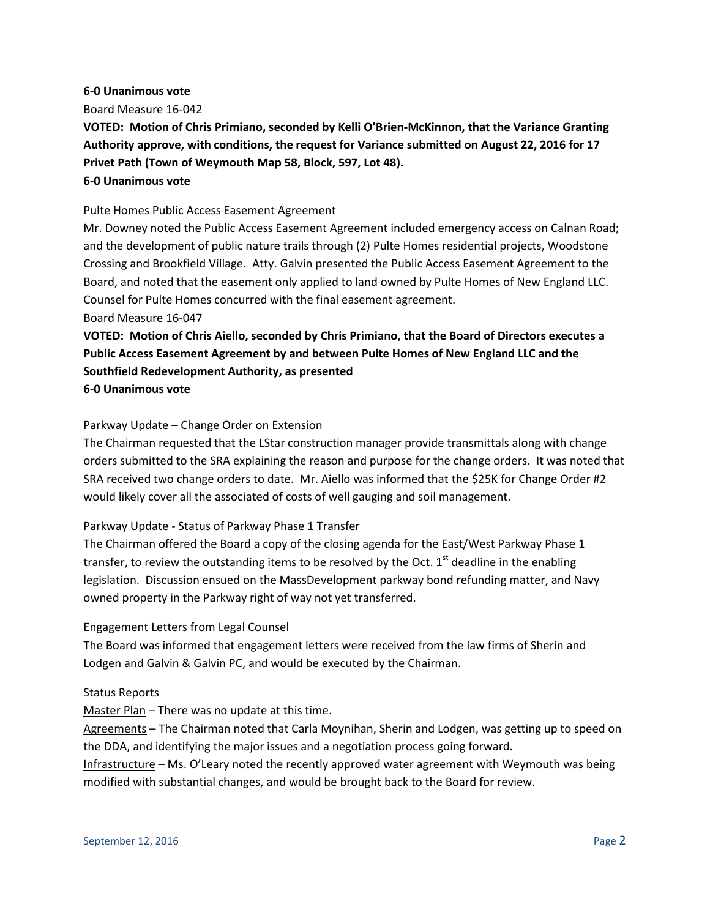**6-0 Unanimous vote**

Board Measure 16-042

**VOTED: Motion of Chris Primiano, seconded by Kelli O'Brien-McKinnon, that the Variance Granting Authority approve, with conditions, the request for Variance submitted on August 22, 2016 for 17 Privet Path (Town of Weymouth Map 58, Block, 597, Lot 48).**

**6-0 Unanimous vote**

Pulte Homes Public Access Easement Agreement

Mr. Downey noted the Public Access Easement Agreement included emergency access on Calnan Road; and the development of public nature trails through (2) Pulte Homes residential projects, Woodstone Crossing and Brookfield Village. Atty. Galvin presented the Public Access Easement Agreement to the Board, and noted that the easement only applied to land owned by Pulte Homes of New England LLC. Counsel for Pulte Homes concurred with the final easement agreement.

Board Measure 16-047

**VOTED: Motion of Chris Aiello, seconded by Chris Primiano, that the Board of Directors executes a Public Access Easement Agreement by and between Pulte Homes of New England LLC and the Southfield Redevelopment Authority, as presented**

**6-0 Unanimous vote**

Parkway Update – Change Order on Extension

The Chairman requested that the LStar construction manager provide transmittals along with change orders submitted to the SRA explaining the reason and purpose for the change orders. It was noted that SRA received two change orders to date. Mr. Aiello was informed that the $25K for Change Order #2 would likely cover all the associated of costs of well gauging and soil management.

Parkway Update - Status of Parkway Phase 1 Transfer

The Chairman offered the Board a copy of the closing agenda for the East/West Parkway Phase 1 transfer, to review the outstanding items to be resolved by the Oct. 1st deadline in the enabling legislation. Discussion ensued on the MassDevelopment parkway bond refunding matter, and Navy owned property in the Parkway right of way not yet transferred.

Engagement Letters from Legal Counsel

The Board was informed that engagement letters were received from the law firms of Sherin and Lodgen and Galvin & Galvin PC, and would be executed by the Chairman.

Status Reports

Master Plan – There was no update at this time.

Agreements – The Chairman noted that Carla Moynihan, Sherin and Lodgen, was getting up to speed on the DDA, and identifying the major issues and a negotiation process going forward.

Infrastructure – Ms. O'Leary noted the recently approved water agreement with Weymouth was being modified with substantial changes, and would be brought back to the Board for review.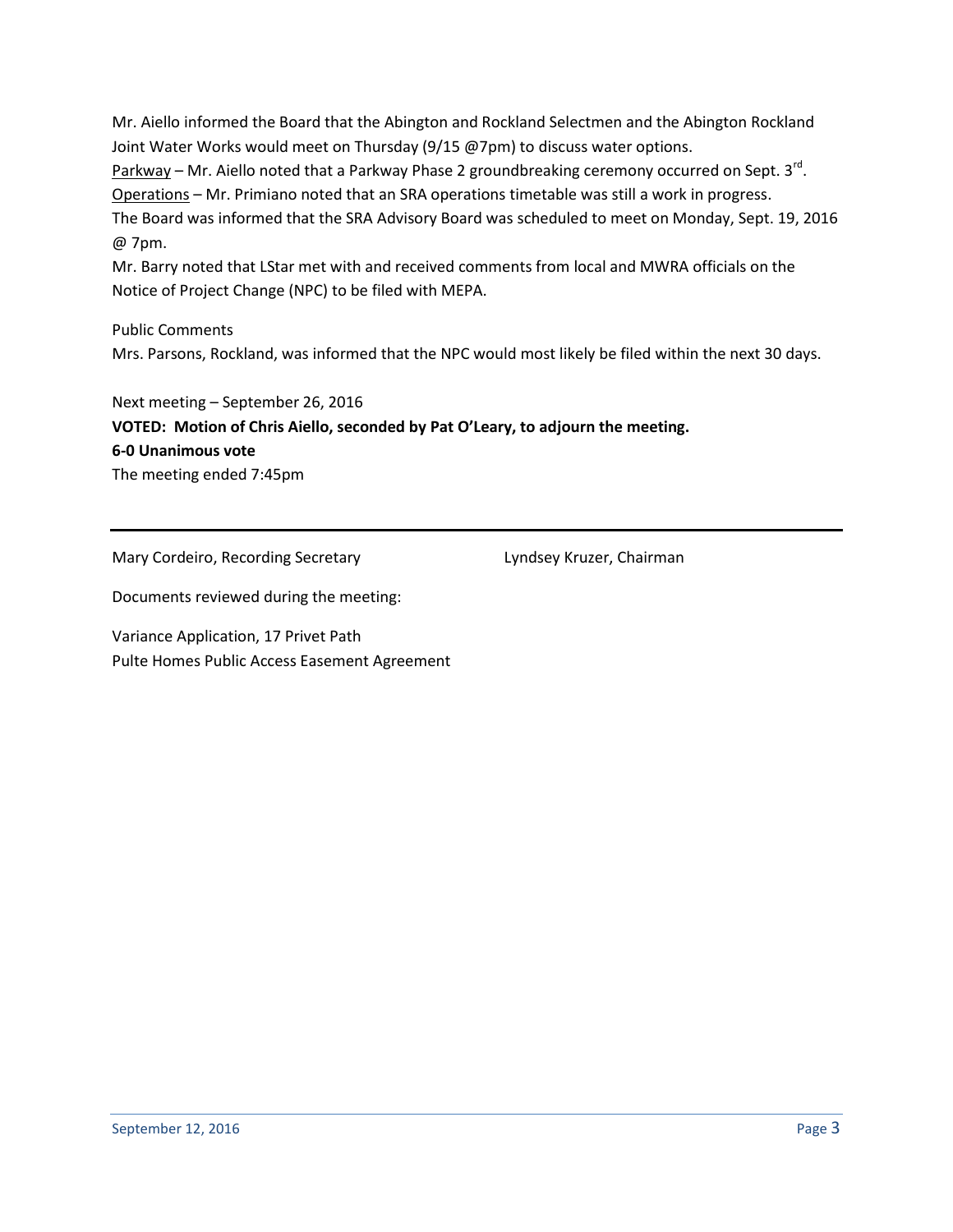Mr. Aiello informed the Board that the Abington and Rockland Selectmen and the Abington Rockland Joint Water Works would meet on Thursday (9/15 @7pm) to discuss water options.

<u>Parkway</u> – Mr. Aiello noted that a Parkway Phase 2 groundbreaking ceremony occurred on Sept. 3rd.

<u>Operations</u> – Mr. Primiano noted that an SRA operations timetable was still a work in progress.

The Board was informed that the SRA Advisory Board was scheduled to meet on Monday, Sept. 19, 2016 @ 7pm.

Mr. Barry noted that LStar met with and received comments from local and MWRA officials on the Notice of Project Change (NPC) to be filed with MEPA.

Public Comments

Mrs. Parsons, Rockland, was informed that the NPC would most likely be filed within the next 30 days.

Next meeting – September 26, 2016

**VOTED: Motion of Chris Aiello, seconded by Pat O'Leary, to adjourn the meeting.**

**6-0 Unanimous vote**

The meeting ended 7:45pm

---

Mary Cordeiro, Recording Secretary

Lyndsey Kruzer, Chairman

Documents reviewed during the meeting:

Variance Application, 17 Privet Path

Pulte Homes Public Access Easement Agreement